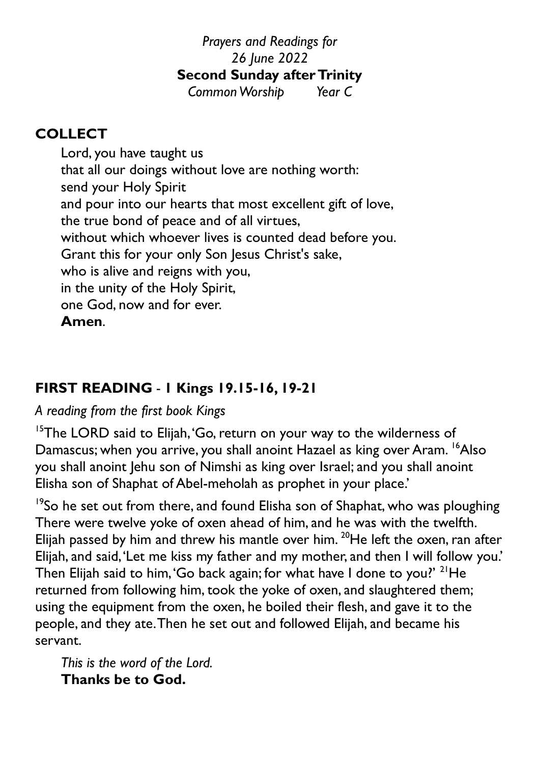*Prayers and Readings for*
*26 June 2022*
**Second Sunday after Trinity**
*Common Worship     Year C*

## COLLECT

Lord, you have taught us
that all our doings without love are nothing worth:
send your Holy Spirit
and pour into our hearts that most excellent gift of love,
the true bond of peace and of all virtues,
without which whoever lives is counted dead before you.
Grant this for your only Son Jesus Christ's sake,
who is alive and reigns with you,
in the unity of the Holy Spirit,
one God, now and for ever.
**Amen**.

## FIRST READING - 1 Kings 19.15-16, 19-21

*A reading from the first book Kings*

[15]The LORD said to Elijah, 'Go, return on your way to the wilderness of Damascus; when you arrive, you shall anoint Hazael as king over Aram. [16]Also you shall anoint Jehu son of Nimshi as king over Israel; and you shall anoint Elisha son of Shaphat of Abel-meholah as prophet in your place.'

[19]So he set out from there, and found Elisha son of Shaphat, who was ploughing There were twelve yoke of oxen ahead of him, and he was with the twelfth. Elijah passed by him and threw his mantle over him. [20]He left the oxen, ran after Elijah, and said, 'Let me kiss my father and my mother, and then I will follow you.' Then Elijah said to him, 'Go back again; for what have I done to you?' [21]He returned from following him, took the yoke of oxen, and slaughtered them; using the equipment from the oxen, he boiled their flesh, and gave it to the people, and they ate. Then he set out and followed Elijah, and became his servant.

*This is the word of the Lord.*
**Thanks be to God.**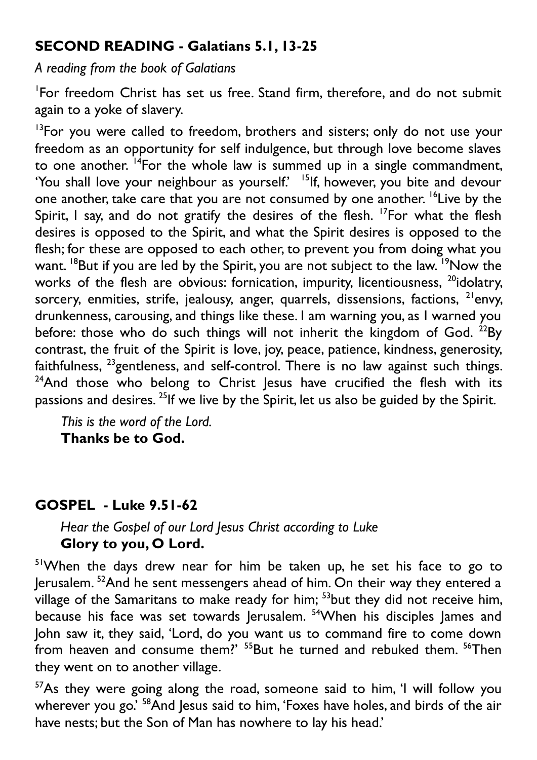## SECOND READING - Galatians 5.1, 13-25

*A reading from the book of Galatians*

[1]For freedom Christ has set us free. Stand firm, therefore, and do not submit again to a yoke of slavery.

[13]For you were called to freedom, brothers and sisters; only do not use your freedom as an opportunity for self indulgence, but through love become slaves to one another. [14]For the whole law is summed up in a single commandment, 'You shall love your neighbour as yourself.' [15]If, however, you bite and devour one another, take care that you are not consumed by one another. [16]Live by the Spirit, I say, and do not gratify the desires of the flesh. [17]For what the flesh desires is opposed to the Spirit, and what the Spirit desires is opposed to the flesh; for these are opposed to each other, to prevent you from doing what you want. [18]But if you are led by the Spirit, you are not subject to the law. [19]Now the works of the flesh are obvious: fornication, impurity, licentiousness, [20]idolatry, sorcery, enmities, strife, jealousy, anger, quarrels, dissensions, factions, [21]envy, drunkenness, carousing, and things like these. I am warning you, as I warned you before: those who do such things will not inherit the kingdom of God. [22]By contrast, the fruit of the Spirit is love, joy, peace, patience, kindness, generosity, faithfulness, [23]gentleness, and self-control. There is no law against such things. [24]And those who belong to Christ Jesus have crucified the flesh with its passions and desires. [25]If we live by the Spirit, let us also be guided by the Spirit.

*This is the word of the Lord.*
**Thanks be to God.**

## GOSPEL - Luke 9.51-62

*Hear the Gospel of our Lord Jesus Christ according to Luke*
**Glory to you, O Lord.**

[51]When the days drew near for him be taken up, he set his face to go to Jerusalem. [52]And he sent messengers ahead of him. On their way they entered a village of the Samaritans to make ready for him; [53]but they did not receive him, because his face was set towards Jerusalem. [54]When his disciples James and John saw it, they said, 'Lord, do you want us to command fire to come down from heaven and consume them?' [55]But he turned and rebuked them. [56]Then they went on to another village.

[57]As they were going along the road, someone said to him, 'I will follow you wherever you go.' [58]And Jesus said to him, 'Foxes have holes, and birds of the air have nests; but the Son of Man has nowhere to lay his head.'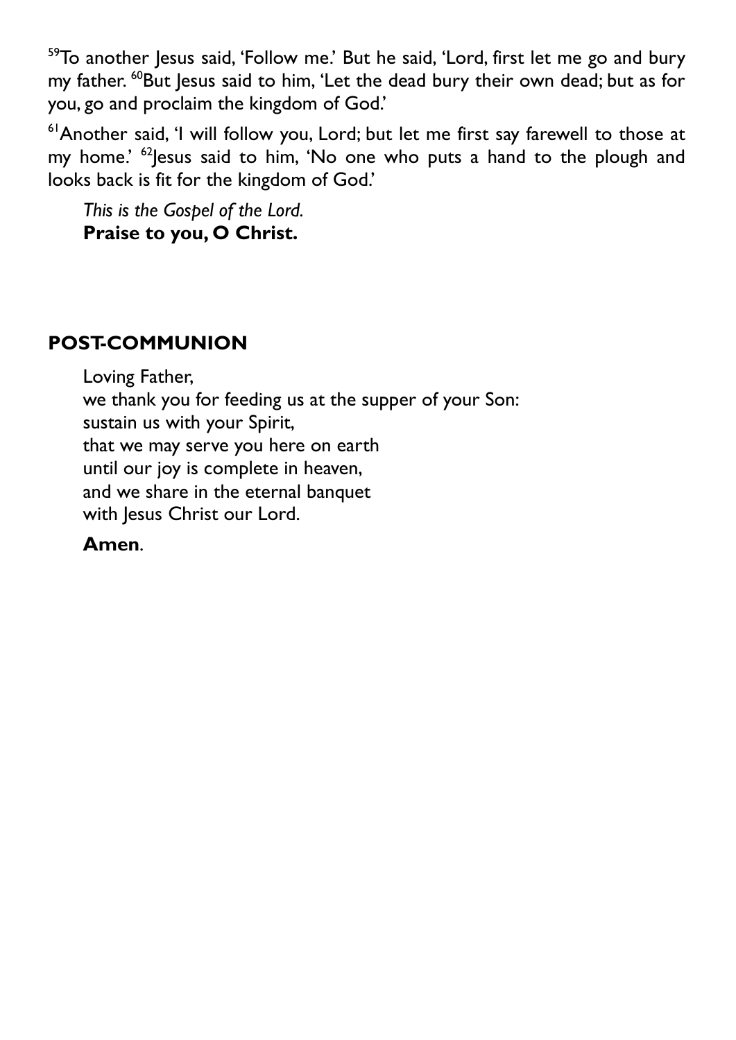[59]To another Jesus said, 'Follow me.' But he said, 'Lord, first let me go and bury my father. [60]But Jesus said to him, 'Let the dead bury their own dead; but as for you, go and proclaim the kingdom of God.'

[61]Another said, 'I will follow you, Lord; but let me first say farewell to those at my home.' [62]Jesus said to him, 'No one who puts a hand to the plough and looks back is fit for the kingdom of God.'

*This is the Gospel of the Lord.*
**Praise to you, O Christ.**

## POST-COMMUNION

Loving Father,
we thank you for feeding us at the supper of your Son:
sustain us with your Spirit,
that we may serve you here on earth
until our joy is complete in heaven,
and we share in the eternal banquet
with Jesus Christ our Lord.

**Amen**.